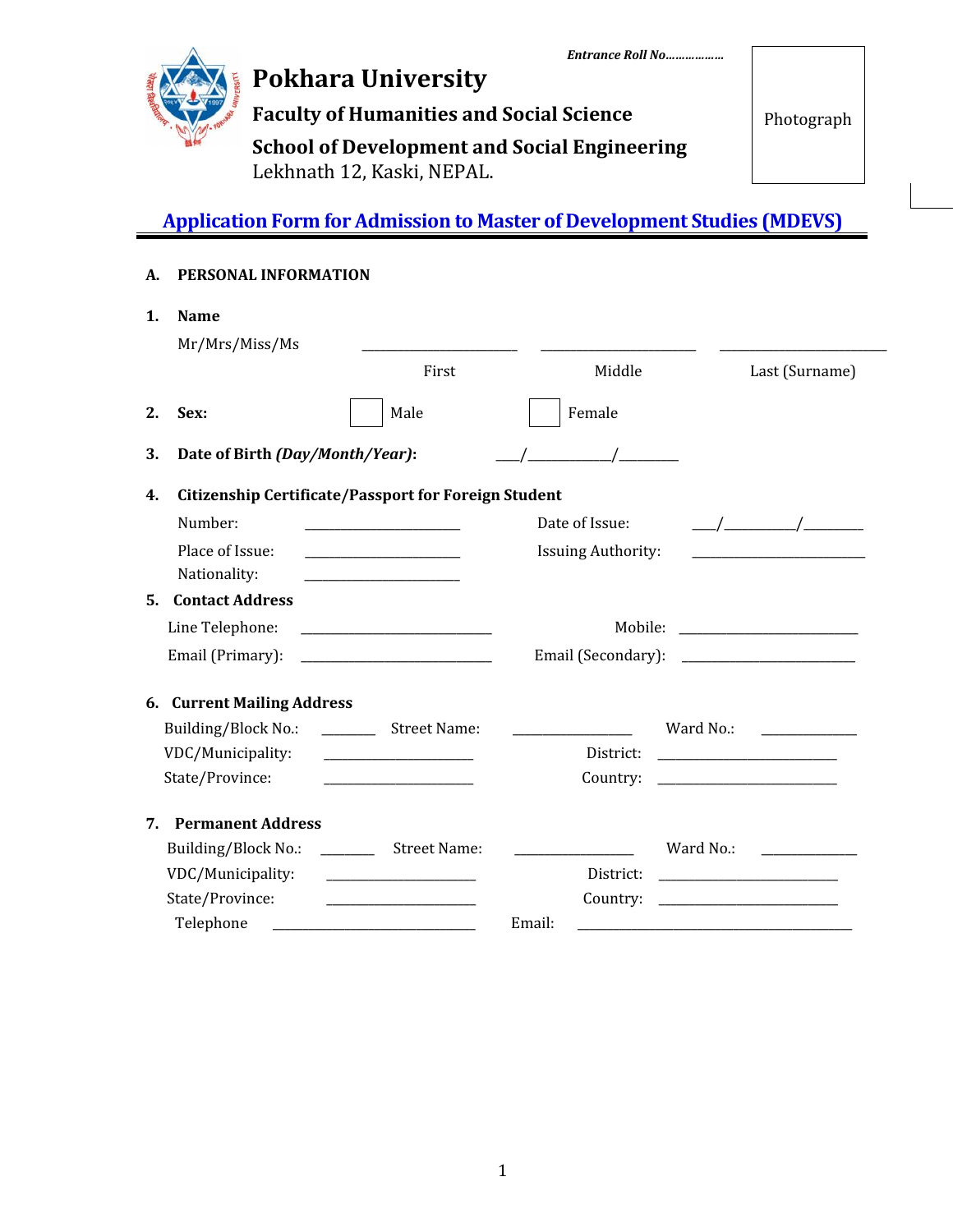*Entrance Roll No………………*

# Pokhara University

## Faculty of Humanities and Social Science

## School of Development and Social Engineering

Lekhnath 12, Kaski, NEPAL.

Photograph

## Application Form for Admission to Master of Development Studies (MDEVS)

### A. PERSONAL INFORMATION

**1. Name**

Mr/Mrs/Miss/Ms ______________________ ______________________ ________________________

First Middle Last (Surname)

**2. Sex:** ☐ Male ☐ Female

**3. Date of Birth *(Day/Month/Year)*:** ___/___________/________

**4. Citizenship Certificate/Passport for Foreign Student**

Number: ______________________ Date of Issue: ___/_________/________

Place of Issue: ______________________ Issuing Authority: ________________________

Nationality: ______________________

**5. Contact Address**

Line Telephone: ___________________________ Mobile: _________________________

Email (Primary): ___________________________ Email (Secondary): ________________________

**6. Current Mailing Address**

Building/Block No.: _______ Street Name: _________________ Ward No.: _____________

VDC/Municipality: _____________________ District: _________________________

State/Province: _____________________ Country: _________________________

**7. Permanent Address**

Building/Block No.: _______ Street Name: _________________ Ward No.: _____________

VDC/Municipality: _____________________ District: _________________________

State/Province: _____________________ Country: _________________________

Telephone _____________________________ Email: _______________________________________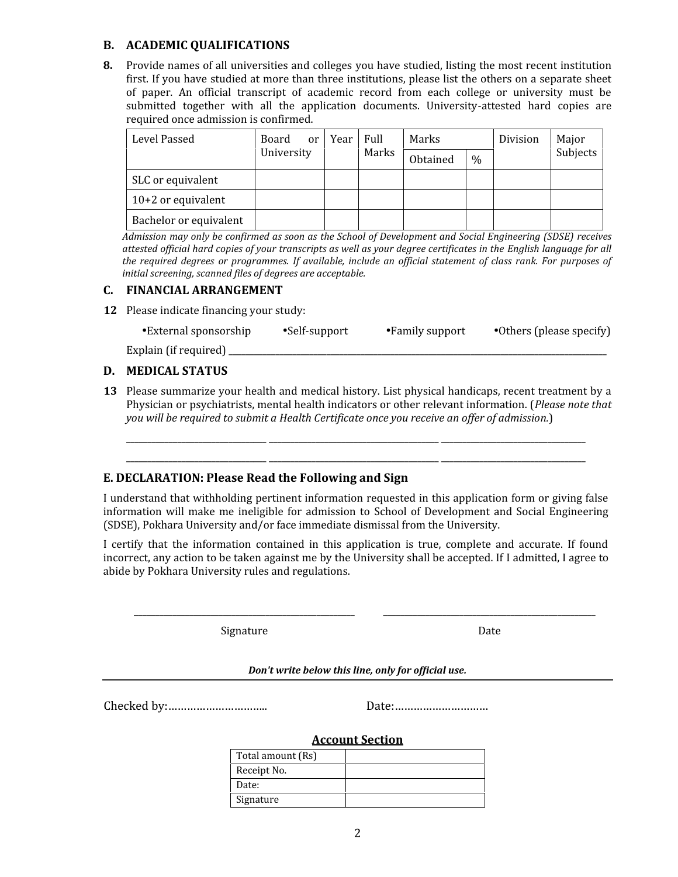## B. ACADEMIC QUALIFICATIONS

**8.** Provide names of all universities and colleges you have studied, listing the most recent institution first. If you have studied at more than three institutions, please list the others on a separate sheet of paper. An official transcript of academic record from each college or university must be submitted together with all the application documents. University-attested hard copies are required once admission is confirmed.

| Level Passed | Board or University | Year | Full Marks | Marks | | Division | Major Subjects |
|---|---|---|---|---|---|---|---|
| | | | | Obtained | % | | |
| SLC or equivalent | | | | | | | |
| 10+2 or equivalent | | | | | | | |
| Bachelor or equivalent | | | | | | | |

*Admission may only be confirmed as soon as the School of Development and Social Engineering (SDSE) receives attested official hard copies of your transcripts as well as your degree certificates in the English language for all the required degrees or programmes. If available, include an official statement of class rank. For purposes of initial screening, scanned files of degrees are acceptable.*

## C. FINANCIAL ARRANGEMENT

**12** Please indicate financing your study:

- External sponsorship
- Self-support
- Family support
- Others (please specify)

Explain (if required) ____________________________________________

## D. MEDICAL STATUS

**13** Please summarize your health and medical history. List physical handicaps, recent treatment by a Physician or psychiatrists, mental health indicators or other relevant information. (*Please note that you will be required to submit a Health Certificate once you receive an offer of admission.*)

______________________ ______________________ ______________________

______________________ ______________________ ______________________

## E. DECLARATION: Please Read the Following and Sign

I understand that withholding pertinent information requested in this application form or giving false information will make me ineligible for admission to School of Development and Social Engineering (SDSE), Pokhara University and/or face immediate dismissal from the University.

I certify that the information contained in this application is true, complete and accurate. If found incorrect, any action to be taken against me by the University shall be accepted. If I admitted, I agree to abide by Pokhara University rules and regulations.

______________________ ______________________

Signature Date

***Don't write below this line, only for official use.***

---

Checked by:………………………….. Date:…………………………

**Account Section**

| | |
|---|---|
| Total amount (Rs) | |
| Receipt No. | |
| Date: | |
| Signature | |